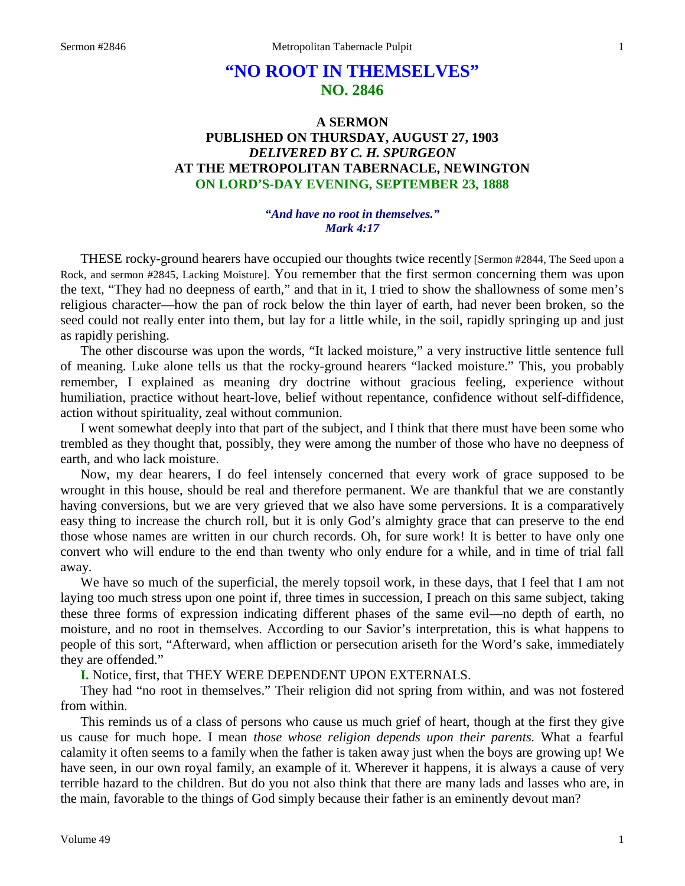# "NO ROOT IN THEMSELVES"
## NO. 2846

### A SERMON
### PUBLISHED ON THURSDAY, AUGUST 27, 1903
### *DELIVERED BY C. H. SPURGEON*
### AT THE METROPOLITAN TABERNACLE, NEWINGTON
### ON LORD'S-DAY EVENING, SEPTEMBER 23, 1888

***"And have no root in themselves." Mark 4:17***

THESE rocky-ground hearers have occupied our thoughts twice recently [Sermon #2844, The Seed upon a Rock, and sermon #2845, Lacking Moisture]. You remember that the first sermon concerning them was upon the text, "They had no deepness of earth," and that in it, I tried to show the shallowness of some men's religious character—how the pan of rock below the thin layer of earth, had never been broken, so the seed could not really enter into them, but lay for a little while, in the soil, rapidly springing up and just as rapidly perishing.

The other discourse was upon the words, "It lacked moisture," a very instructive little sentence full of meaning. Luke alone tells us that the rocky-ground hearers "lacked moisture." This, you probably remember, I explained as meaning dry doctrine without gracious feeling, experience without humiliation, practice without heart-love, belief without repentance, confidence without self-diffidence, action without spirituality, zeal without communion.

I went somewhat deeply into that part of the subject, and I think that there must have been some who trembled as they thought that, possibly, they were among the number of those who have no deepness of earth, and who lack moisture.

Now, my dear hearers, I do feel intensely concerned that every work of grace supposed to be wrought in this house, should be real and therefore permanent. We are thankful that we are constantly having conversions, but we are very grieved that we also have some perversions. It is a comparatively easy thing to increase the church roll, but it is only God's almighty grace that can preserve to the end those whose names are written in our church records. Oh, for sure work! It is better to have only one convert who will endure to the end than twenty who only endure for a while, and in time of trial fall away.

We have so much of the superficial, the merely topsoil work, in these days, that I feel that I am not laying too much stress upon one point if, three times in succession, I preach on this same subject, taking these three forms of expression indicating different phases of the same evil—no depth of earth, no moisture, and no root in themselves. According to our Savior's interpretation, this is what happens to people of this sort, "Afterward, when affliction or persecution ariseth for the Word's sake, immediately they are offended."

**I.** Notice, first, that THEY WERE DEPENDENT UPON EXTERNALS.

They had "no root in themselves." Their religion did not spring from within, and was not fostered from within.

This reminds us of a class of persons who cause us much grief of heart, though at the first they give us cause for much hope. I mean *those whose religion depends upon their parents.* What a fearful calamity it often seems to a family when the father is taken away just when the boys are growing up! We have seen, in our own royal family, an example of it. Wherever it happens, it is always a cause of very terrible hazard to the children. But do you not also think that there are many lads and lasses who are, in the main, favorable to the things of God simply because their father is an eminently devout man?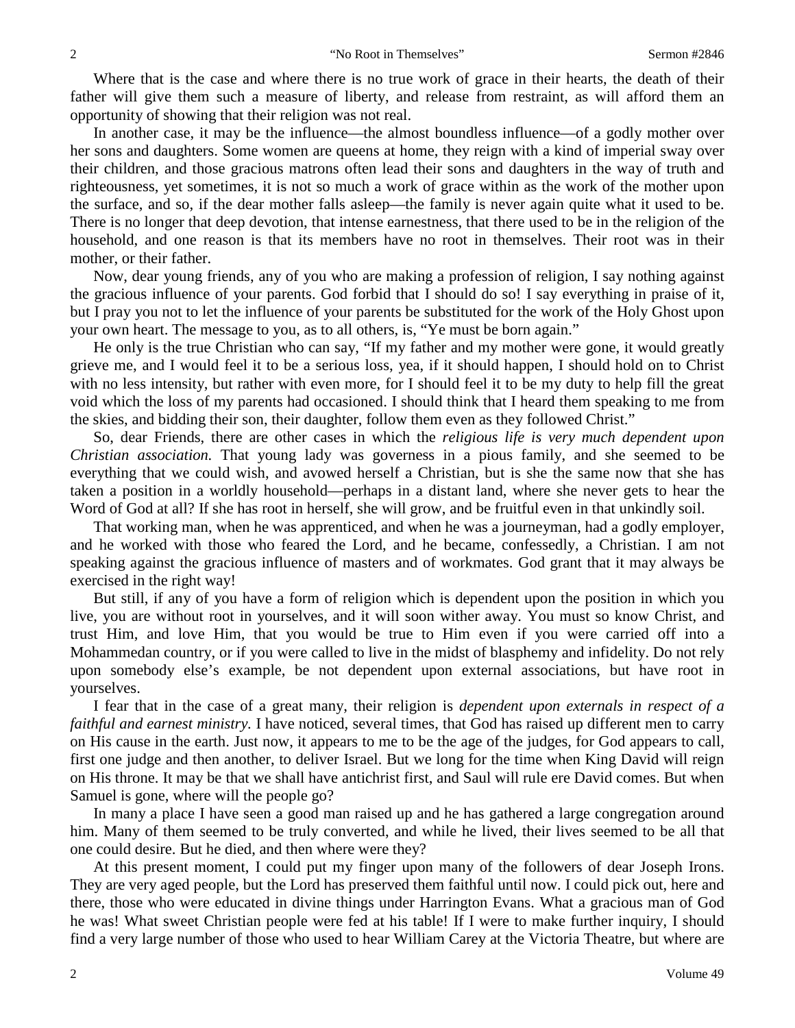Where that is the case and where there is no true work of grace in their hearts, the death of their father will give them such a measure of liberty, and release from restraint, as will afford them an opportunity of showing that their religion was not real.

In another case, it may be the influence—the almost boundless influence—of a godly mother over her sons and daughters. Some women are queens at home, they reign with a kind of imperial sway over their children, and those gracious matrons often lead their sons and daughters in the way of truth and righteousness, yet sometimes, it is not so much a work of grace within as the work of the mother upon the surface, and so, if the dear mother falls asleep—the family is never again quite what it used to be. There is no longer that deep devotion, that intense earnestness, that there used to be in the religion of the household, and one reason is that its members have no root in themselves. Their root was in their mother, or their father.

Now, dear young friends, any of you who are making a profession of religion, I say nothing against the gracious influence of your parents. God forbid that I should do so! I say everything in praise of it, but I pray you not to let the influence of your parents be substituted for the work of the Holy Ghost upon your own heart. The message to you, as to all others, is, "Ye must be born again."

He only is the true Christian who can say, "If my father and my mother were gone, it would greatly grieve me, and I would feel it to be a serious loss, yea, if it should happen, I should hold on to Christ with no less intensity, but rather with even more, for I should feel it to be my duty to help fill the great void which the loss of my parents had occasioned. I should think that I heard them speaking to me from the skies, and bidding their son, their daughter, follow them even as they followed Christ."

So, dear Friends, there are other cases in which the *religious life is very much dependent upon Christian association.* That young lady was governess in a pious family, and she seemed to be everything that we could wish, and avowed herself a Christian, but is she the same now that she has taken a position in a worldly household—perhaps in a distant land, where she never gets to hear the Word of God at all? If she has root in herself, she will grow, and be fruitful even in that unkindly soil.

That working man, when he was apprenticed, and when he was a journeyman, had a godly employer, and he worked with those who feared the Lord, and he became, confessedly, a Christian. I am not speaking against the gracious influence of masters and of workmates. God grant that it may always be exercised in the right way!

But still, if any of you have a form of religion which is dependent upon the position in which you live, you are without root in yourselves, and it will soon wither away. You must so know Christ, and trust Him, and love Him, that you would be true to Him even if you were carried off into a Mohammedan country, or if you were called to live in the midst of blasphemy and infidelity. Do not rely upon somebody else's example, be not dependent upon external associations, but have root in yourselves.

I fear that in the case of a great many, their religion is *dependent upon externals in respect of a faithful and earnest ministry.* I have noticed, several times, that God has raised up different men to carry on His cause in the earth. Just now, it appears to me to be the age of the judges, for God appears to call, first one judge and then another, to deliver Israel. But we long for the time when King David will reign on His throne. It may be that we shall have antichrist first, and Saul will rule ere David comes. But when Samuel is gone, where will the people go?

In many a place I have seen a good man raised up and he has gathered a large congregation around him. Many of them seemed to be truly converted, and while he lived, their lives seemed to be all that one could desire. But he died, and then where were they?

At this present moment, I could put my finger upon many of the followers of dear Joseph Irons. They are very aged people, but the Lord has preserved them faithful until now. I could pick out, here and there, those who were educated in divine things under Harrington Evans. What a gracious man of God he was! What sweet Christian people were fed at his table! If I were to make further inquiry, I should find a very large number of those who used to hear William Carey at the Victoria Theatre, but where are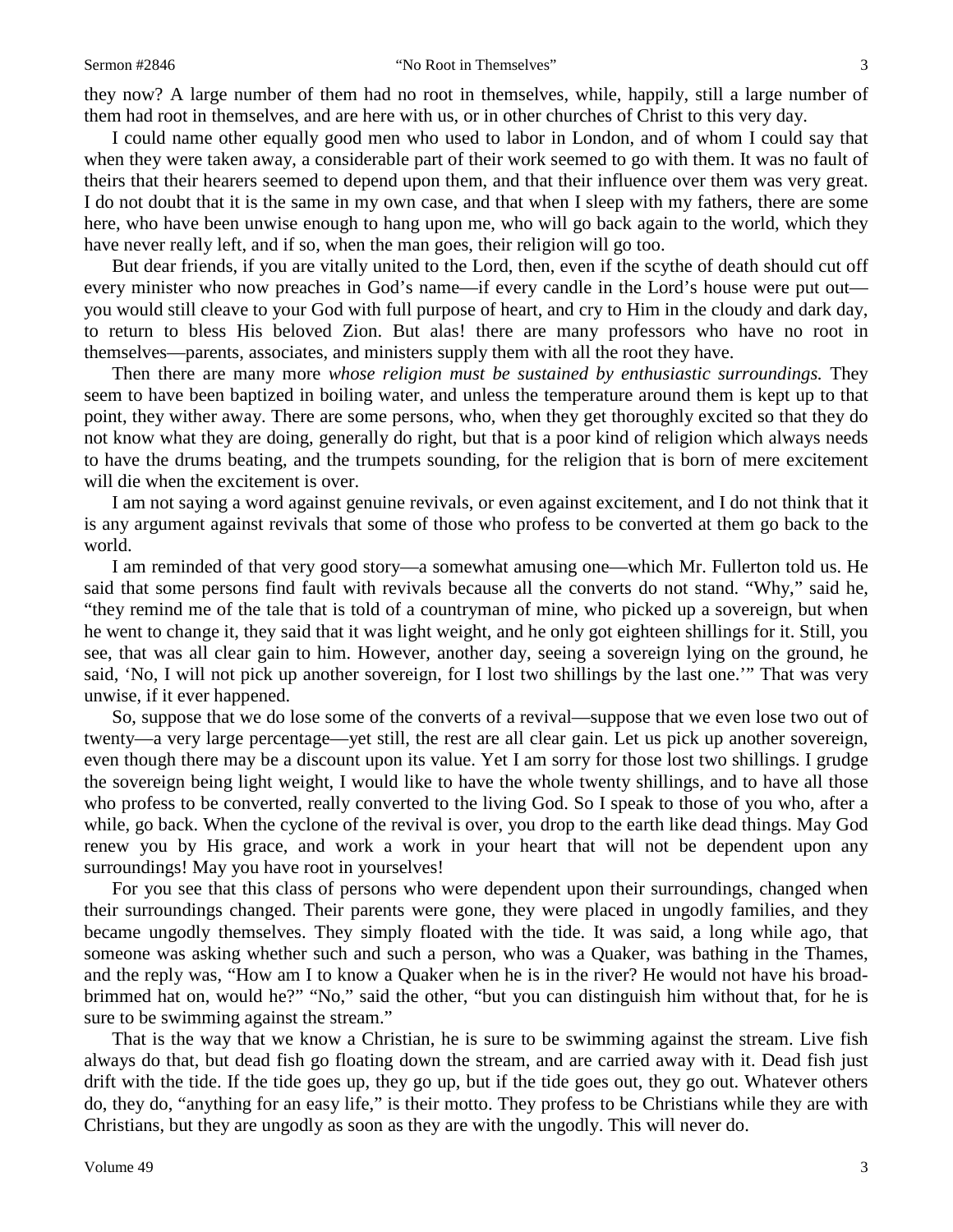they now? A large number of them had no root in themselves, while, happily, still a large number of them had root in themselves, and are here with us, or in other churches of Christ to this very day.

I could name other equally good men who used to labor in London, and of whom I could say that when they were taken away, a considerable part of their work seemed to go with them. It was no fault of theirs that their hearers seemed to depend upon them, and that their influence over them was very great. I do not doubt that it is the same in my own case, and that when I sleep with my fathers, there are some here, who have been unwise enough to hang upon me, who will go back again to the world, which they have never really left, and if so, when the man goes, their religion will go too.

But dear friends, if you are vitally united to the Lord, then, even if the scythe of death should cut off every minister who now preaches in God's name—if every candle in the Lord's house were put out—you would still cleave to your God with full purpose of heart, and cry to Him in the cloudy and dark day, to return to bless His beloved Zion. But alas! there are many professors who have no root in themselves—parents, associates, and ministers supply them with all the root they have.

Then there are many more *whose religion must be sustained by enthusiastic surroundings.* They seem to have been baptized in boiling water, and unless the temperature around them is kept up to that point, they wither away. There are some persons, who, when they get thoroughly excited so that they do not know what they are doing, generally do right, but that is a poor kind of religion which always needs to have the drums beating, and the trumpets sounding, for the religion that is born of mere excitement will die when the excitement is over.

I am not saying a word against genuine revivals, or even against excitement, and I do not think that it is any argument against revivals that some of those who profess to be converted at them go back to the world.

I am reminded of that very good story—a somewhat amusing one—which Mr. Fullerton told us. He said that some persons find fault with revivals because all the converts do not stand. "Why," said he, "they remind me of the tale that is told of a countryman of mine, who picked up a sovereign, but when he went to change it, they said that it was light weight, and he only got eighteen shillings for it. Still, you see, that was all clear gain to him. However, another day, seeing a sovereign lying on the ground, he said, 'No, I will not pick up another sovereign, for I lost two shillings by the last one.'" That was very unwise, if it ever happened.

So, suppose that we do lose some of the converts of a revival—suppose that we even lose two out of twenty—a very large percentage—yet still, the rest are all clear gain. Let us pick up another sovereign, even though there may be a discount upon its value. Yet I am sorry for those lost two shillings. I grudge the sovereign being light weight, I would like to have the whole twenty shillings, and to have all those who profess to be converted, really converted to the living God. So I speak to those of you who, after a while, go back. When the cyclone of the revival is over, you drop to the earth like dead things. May God renew you by His grace, and work a work in your heart that will not be dependent upon any surroundings! May you have root in yourselves!

For you see that this class of persons who were dependent upon their surroundings, changed when their surroundings changed. Their parents were gone, they were placed in ungodly families, and they became ungodly themselves. They simply floated with the tide. It was said, a long while ago, that someone was asking whether such and such a person, who was a Quaker, was bathing in the Thames, and the reply was, "How am I to know a Quaker when he is in the river? He would not have his broad-brimmed hat on, would he?" "No," said the other, "but you can distinguish him without that, for he is sure to be swimming against the stream."

That is the way that we know a Christian, he is sure to be swimming against the stream. Live fish always do that, but dead fish go floating down the stream, and are carried away with it. Dead fish just drift with the tide. If the tide goes up, they go up, but if the tide goes out, they go out. Whatever others do, they do, "anything for an easy life," is their motto. They profess to be Christians while they are with Christians, but they are ungodly as soon as they are with the ungodly. This will never do.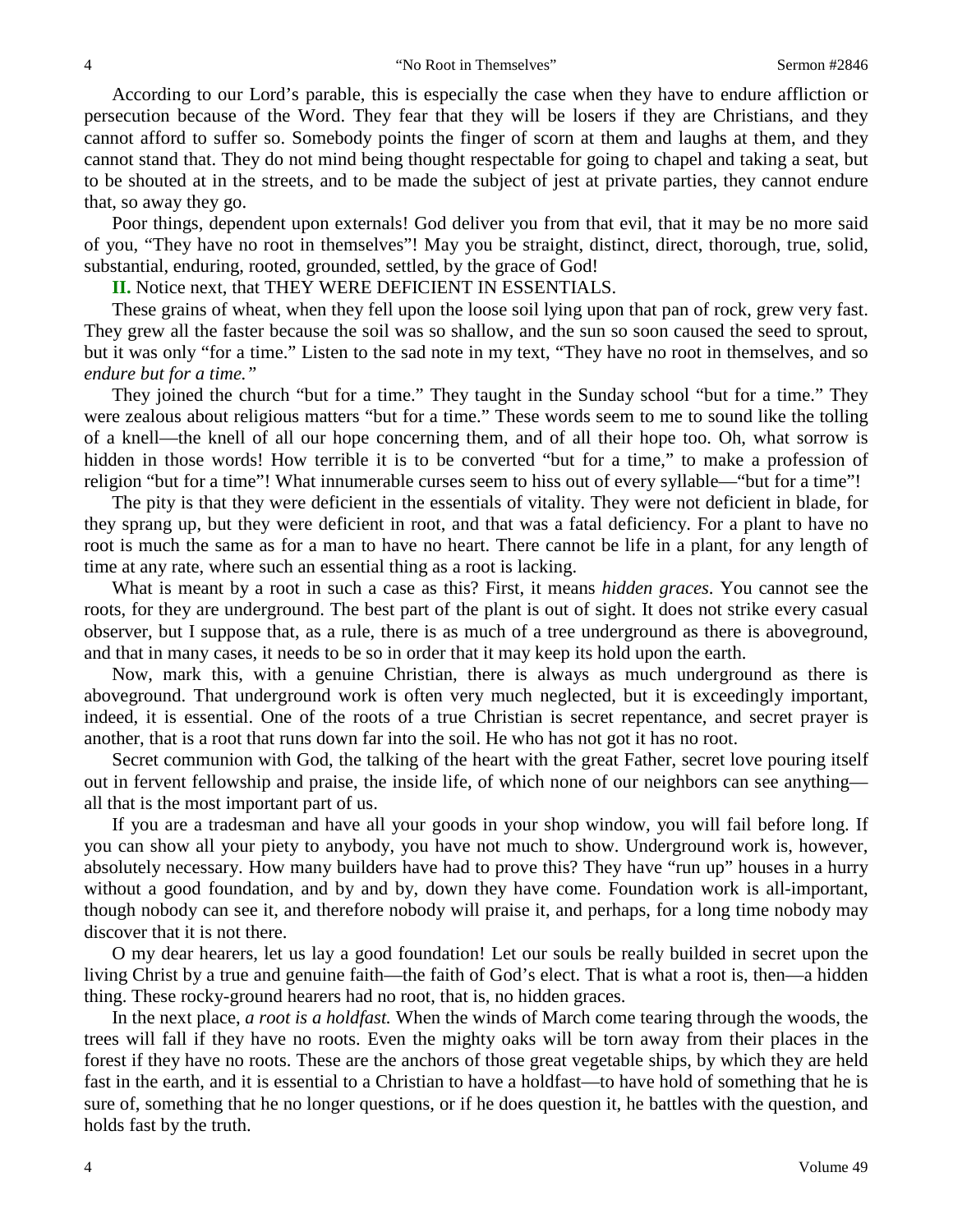According to our Lord's parable, this is especially the case when they have to endure affliction or persecution because of the Word. They fear that they will be losers if they are Christians, and they cannot afford to suffer so. Somebody points the finger of scorn at them and laughs at them, and they cannot stand that. They do not mind being thought respectable for going to chapel and taking a seat, but to be shouted at in the streets, and to be made the subject of jest at private parties, they cannot endure that, so away they go.

Poor things, dependent upon externals! God deliver you from that evil, that it may be no more said of you, "They have no root in themselves"! May you be straight, distinct, direct, thorough, true, solid, substantial, enduring, rooted, grounded, settled, by the grace of God!

**II.** Notice next, that THEY WERE DEFICIENT IN ESSENTIALS.

These grains of wheat, when they fell upon the loose soil lying upon that pan of rock, grew very fast. They grew all the faster because the soil was so shallow, and the sun so soon caused the seed to sprout, but it was only "for a time." Listen to the sad note in my text, "They have no root in themselves, and so *endure but for a time."*

They joined the church "but for a time." They taught in the Sunday school "but for a time." They were zealous about religious matters "but for a time." These words seem to me to sound like the tolling of a knell—the knell of all our hope concerning them, and of all their hope too. Oh, what sorrow is hidden in those words! How terrible it is to be converted "but for a time," to make a profession of religion "but for a time"! What innumerable curses seem to hiss out of every syllable—"but for a time"!

The pity is that they were deficient in the essentials of vitality. They were not deficient in blade, for they sprang up, but they were deficient in root, and that was a fatal deficiency. For a plant to have no root is much the same as for a man to have no heart. There cannot be life in a plant, for any length of time at any rate, where such an essential thing as a root is lacking.

What is meant by a root in such a case as this? First, it means *hidden graces*. You cannot see the roots, for they are underground. The best part of the plant is out of sight. It does not strike every casual observer, but I suppose that, as a rule, there is as much of a tree underground as there is aboveground, and that in many cases, it needs to be so in order that it may keep its hold upon the earth.

Now, mark this, with a genuine Christian, there is always as much underground as there is aboveground. That underground work is often very much neglected, but it is exceedingly important, indeed, it is essential. One of the roots of a true Christian is secret repentance, and secret prayer is another, that is a root that runs down far into the soil. He who has not got it has no root.

Secret communion with God, the talking of the heart with the great Father, secret love pouring itself out in fervent fellowship and praise, the inside life, of which none of our neighbors can see anything—all that is the most important part of us.

If you are a tradesman and have all your goods in your shop window, you will fail before long. If you can show all your piety to anybody, you have not much to show. Underground work is, however, absolutely necessary. How many builders have had to prove this? They have "run up" houses in a hurry without a good foundation, and by and by, down they have come. Foundation work is all-important, though nobody can see it, and therefore nobody will praise it, and perhaps, for a long time nobody may discover that it is not there.

O my dear hearers, let us lay a good foundation! Let our souls be really builded in secret upon the living Christ by a true and genuine faith—the faith of God's elect. That is what a root is, then—a hidden thing. These rocky-ground hearers had no root, that is, no hidden graces.

In the next place, *a root is a holdfast.* When the winds of March come tearing through the woods, the trees will fall if they have no roots. Even the mighty oaks will be torn away from their places in the forest if they have no roots. These are the anchors of those great vegetable ships, by which they are held fast in the earth, and it is essential to a Christian to have a holdfast—to have hold of something that he is sure of, something that he no longer questions, or if he does question it, he battles with the question, and holds fast by the truth.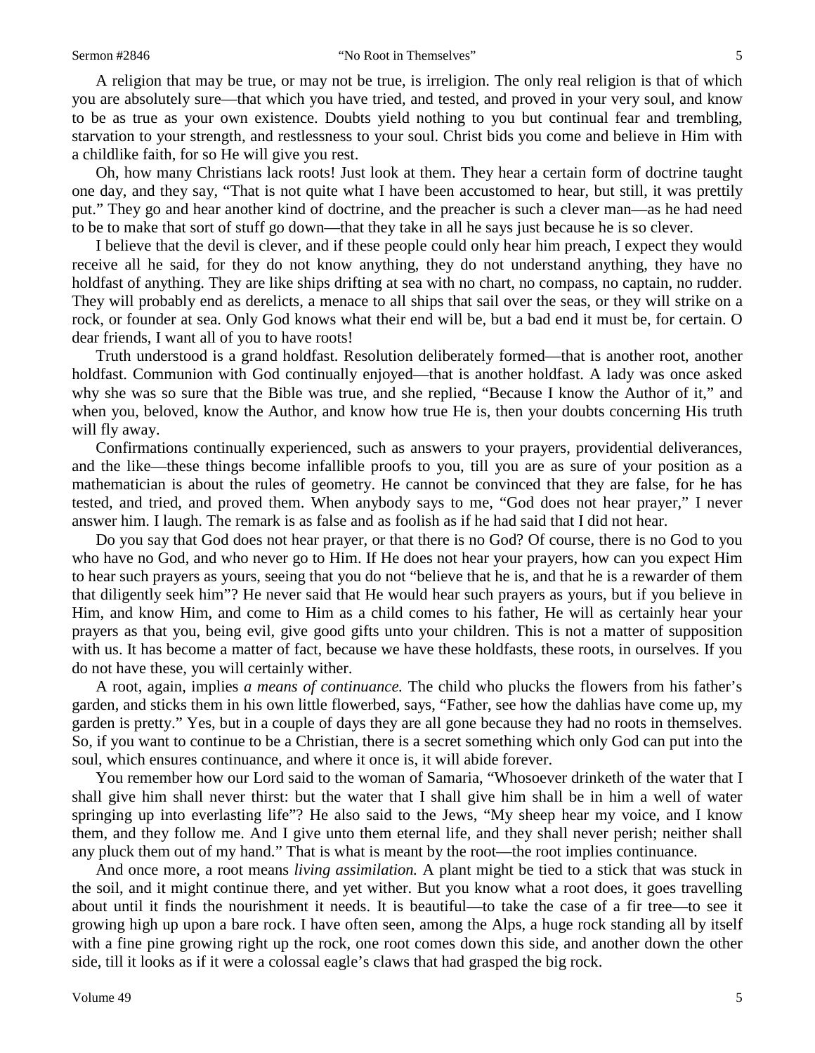A religion that may be true, or may not be true, is irreligion. The only real religion is that of which you are absolutely sure—that which you have tried, and tested, and proved in your very soul, and know to be as true as your own existence. Doubts yield nothing to you but continual fear and trembling, starvation to your strength, and restlessness to your soul. Christ bids you come and believe in Him with a childlike faith, for so He will give you rest.

Oh, how many Christians lack roots! Just look at them. They hear a certain form of doctrine taught one day, and they say, "That is not quite what I have been accustomed to hear, but still, it was prettily put." They go and hear another kind of doctrine, and the preacher is such a clever man—as he had need to be to make that sort of stuff go down—that they take in all he says just because he is so clever.

I believe that the devil is clever, and if these people could only hear him preach, I expect they would receive all he said, for they do not know anything, they do not understand anything, they have no holdfast of anything. They are like ships drifting at sea with no chart, no compass, no captain, no rudder. They will probably end as derelicts, a menace to all ships that sail over the seas, or they will strike on a rock, or founder at sea. Only God knows what their end will be, but a bad end it must be, for certain. O dear friends, I want all of you to have roots!

Truth understood is a grand holdfast. Resolution deliberately formed—that is another root, another holdfast. Communion with God continually enjoyed—that is another holdfast. A lady was once asked why she was so sure that the Bible was true, and she replied, "Because I know the Author of it," and when you, beloved, know the Author, and know how true He is, then your doubts concerning His truth will fly away.

Confirmations continually experienced, such as answers to your prayers, providential deliverances, and the like—these things become infallible proofs to you, till you are as sure of your position as a mathematician is about the rules of geometry. He cannot be convinced that they are false, for he has tested, and tried, and proved them. When anybody says to me, "God does not hear prayer," I never answer him. I laugh. The remark is as false and as foolish as if he had said that I did not hear.

Do you say that God does not hear prayer, or that there is no God? Of course, there is no God to you who have no God, and who never go to Him. If He does not hear your prayers, how can you expect Him to hear such prayers as yours, seeing that you do not "believe that he is, and that he is a rewarder of them that diligently seek him"? He never said that He would hear such prayers as yours, but if you believe in Him, and know Him, and come to Him as a child comes to his father, He will as certainly hear your prayers as that you, being evil, give good gifts unto your children. This is not a matter of supposition with us. It has become a matter of fact, because we have these holdfasts, these roots, in ourselves. If you do not have these, you will certainly wither.

A root, again, implies *a means of continuance.* The child who plucks the flowers from his father's garden, and sticks them in his own little flowerbed, says, "Father, see how the dahlias have come up, my garden is pretty." Yes, but in a couple of days they are all gone because they had no roots in themselves. So, if you want to continue to be a Christian, there is a secret something which only God can put into the soul, which ensures continuance, and where it once is, it will abide forever.

You remember how our Lord said to the woman of Samaria, "Whosoever drinketh of the water that I shall give him shall never thirst: but the water that I shall give him shall be in him a well of water springing up into everlasting life"? He also said to the Jews, "My sheep hear my voice, and I know them, and they follow me. And I give unto them eternal life, and they shall never perish; neither shall any pluck them out of my hand." That is what is meant by the root—the root implies continuance.

And once more, a root means *living assimilation.* A plant might be tied to a stick that was stuck in the soil, and it might continue there, and yet wither. But you know what a root does, it goes travelling about until it finds the nourishment it needs. It is beautiful—to take the case of a fir tree—to see it growing high up upon a bare rock. I have often seen, among the Alps, a huge rock standing all by itself with a fine pine growing right up the rock, one root comes down this side, and another down the other side, till it looks as if it were a colossal eagle's claws that had grasped the big rock.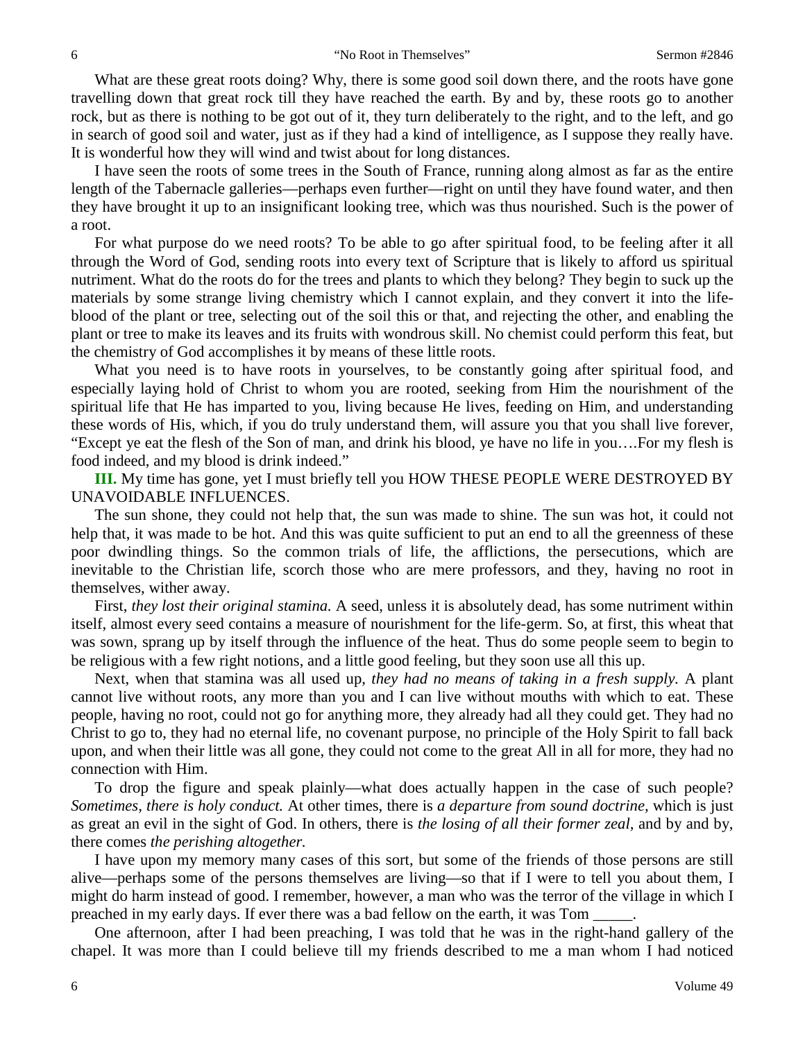What are these great roots doing? Why, there is some good soil down there, and the roots have gone travelling down that great rock till they have reached the earth. By and by, these roots go to another rock, but as there is nothing to be got out of it, they turn deliberately to the right, and to the left, and go in search of good soil and water, just as if they had a kind of intelligence, as I suppose they really have. It is wonderful how they will wind and twist about for long distances.

I have seen the roots of some trees in the South of France, running along almost as far as the entire length of the Tabernacle galleries—perhaps even further—right on until they have found water, and then they have brought it up to an insignificant looking tree, which was thus nourished. Such is the power of a root.

For what purpose do we need roots? To be able to go after spiritual food, to be feeling after it all through the Word of God, sending roots into every text of Scripture that is likely to afford us spiritual nutriment. What do the roots do for the trees and plants to which they belong? They begin to suck up the materials by some strange living chemistry which I cannot explain, and they convert it into the life-blood of the plant or tree, selecting out of the soil this or that, and rejecting the other, and enabling the plant or tree to make its leaves and its fruits with wondrous skill. No chemist could perform this feat, but the chemistry of God accomplishes it by means of these little roots.

What you need is to have roots in yourselves, to be constantly going after spiritual food, and especially laying hold of Christ to whom you are rooted, seeking from Him the nourishment of the spiritual life that He has imparted to you, living because He lives, feeding on Him, and understanding these words of His, which, if you do truly understand them, will assure you that you shall live forever, "Except ye eat the flesh of the Son of man, and drink his blood, ye have no life in you….For my flesh is food indeed, and my blood is drink indeed."

**III.** My time has gone, yet I must briefly tell you HOW THESE PEOPLE WERE DESTROYED BY UNAVOIDABLE INFLUENCES.

The sun shone, they could not help that, the sun was made to shine. The sun was hot, it could not help that, it was made to be hot. And this was quite sufficient to put an end to all the greenness of these poor dwindling things. So the common trials of life, the afflictions, the persecutions, which are inevitable to the Christian life, scorch those who are mere professors, and they, having no root in themselves, wither away.

First, *they lost their original stamina.* A seed, unless it is absolutely dead, has some nutriment within itself, almost every seed contains a measure of nourishment for the life-germ. So, at first, this wheat that was sown, sprang up by itself through the influence of the heat. Thus do some people seem to begin to be religious with a few right notions, and a little good feeling, but they soon use all this up.

Next, when that stamina was all used up, *they had no means of taking in a fresh supply.* A plant cannot live without roots, any more than you and I can live without mouths with which to eat. These people, having no root, could not go for anything more, they already had all they could get. They had no Christ to go to, they had no eternal life, no covenant purpose, no principle of the Holy Spirit to fall back upon, and when their little was all gone, they could not come to the great All in all for more, they had no connection with Him.

To drop the figure and speak plainly—what does actually happen in the case of such people? *Sometimes, there is holy conduct.* At other times, there is *a departure from sound doctrine,* which is just as great an evil in the sight of God. In others, there is *the losing of all their former zeal,* and by and by, there comes *the perishing altogether.*

I have upon my memory many cases of this sort, but some of the friends of those persons are still alive—perhaps some of the persons themselves are living—so that if I were to tell you about them, I might do harm instead of good. I remember, however, a man who was the terror of the village in which I preached in my early days. If ever there was a bad fellow on the earth, it was Tom _____.

One afternoon, after I had been preaching, I was told that he was in the right-hand gallery of the chapel. It was more than I could believe till my friends described to me a man whom I had noticed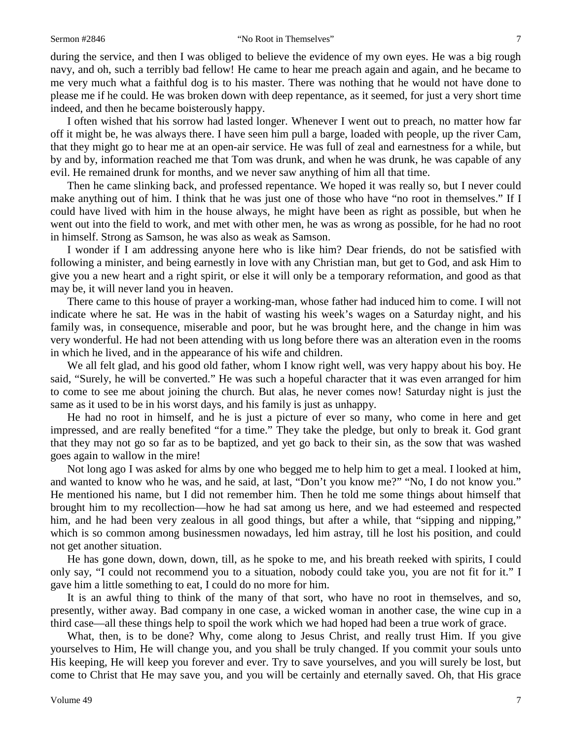during the service, and then I was obliged to believe the evidence of my own eyes. He was a big rough navy, and oh, such a terribly bad fellow! He came to hear me preach again and again, and he became to me very much what a faithful dog is to his master. There was nothing that he would not have done to please me if he could. He was broken down with deep repentance, as it seemed, for just a very short time indeed, and then he became boisterously happy.

I often wished that his sorrow had lasted longer. Whenever I went out to preach, no matter how far off it might be, he was always there. I have seen him pull a barge, loaded with people, up the river Cam, that they might go to hear me at an open-air service. He was full of zeal and earnestness for a while, but by and by, information reached me that Tom was drunk, and when he was drunk, he was capable of any evil. He remained drunk for months, and we never saw anything of him all that time.

Then he came slinking back, and professed repentance. We hoped it was really so, but I never could make anything out of him. I think that he was just one of those who have "no root in themselves." If I could have lived with him in the house always, he might have been as right as possible, but when he went out into the field to work, and met with other men, he was as wrong as possible, for he had no root in himself. Strong as Samson, he was also as weak as Samson.

I wonder if I am addressing anyone here who is like him? Dear friends, do not be satisfied with following a minister, and being earnestly in love with any Christian man, but get to God, and ask Him to give you a new heart and a right spirit, or else it will only be a temporary reformation, and good as that may be, it will never land you in heaven.

There came to this house of prayer a working-man, whose father had induced him to come. I will not indicate where he sat. He was in the habit of wasting his week's wages on a Saturday night, and his family was, in consequence, miserable and poor, but he was brought here, and the change in him was very wonderful. He had not been attending with us long before there was an alteration even in the rooms in which he lived, and in the appearance of his wife and children.

We all felt glad, and his good old father, whom I know right well, was very happy about his boy. He said, "Surely, he will be converted." He was such a hopeful character that it was even arranged for him to come to see me about joining the church. But alas, he never comes now! Saturday night is just the same as it used to be in his worst days, and his family is just as unhappy.

He had no root in himself, and he is just a picture of ever so many, who come in here and get impressed, and are really benefited "for a time." They take the pledge, but only to break it. God grant that they may not go so far as to be baptized, and yet go back to their sin, as the sow that was washed goes again to wallow in the mire!

Not long ago I was asked for alms by one who begged me to help him to get a meal. I looked at him, and wanted to know who he was, and he said, at last, "Don't you know me?" "No, I do not know you." He mentioned his name, but I did not remember him. Then he told me some things about himself that brought him to my recollection—how he had sat among us here, and we had esteemed and respected him, and he had been very zealous in all good things, but after a while, that "sipping and nipping," which is so common among businessmen nowadays, led him astray, till he lost his position, and could not get another situation.

He has gone down, down, down, till, as he spoke to me, and his breath reeked with spirits, I could only say, "I could not recommend you to a situation, nobody could take you, you are not fit for it." I gave him a little something to eat, I could do no more for him.

It is an awful thing to think of the many of that sort, who have no root in themselves, and so, presently, wither away. Bad company in one case, a wicked woman in another case, the wine cup in a third case—all these things help to spoil the work which we had hoped had been a true work of grace.

What, then, is to be done? Why, come along to Jesus Christ, and really trust Him. If you give yourselves to Him, He will change you, and you shall be truly changed. If you commit your souls unto His keeping, He will keep you forever and ever. Try to save yourselves, and you will surely be lost, but come to Christ that He may save you, and you will be certainly and eternally saved. Oh, that His grace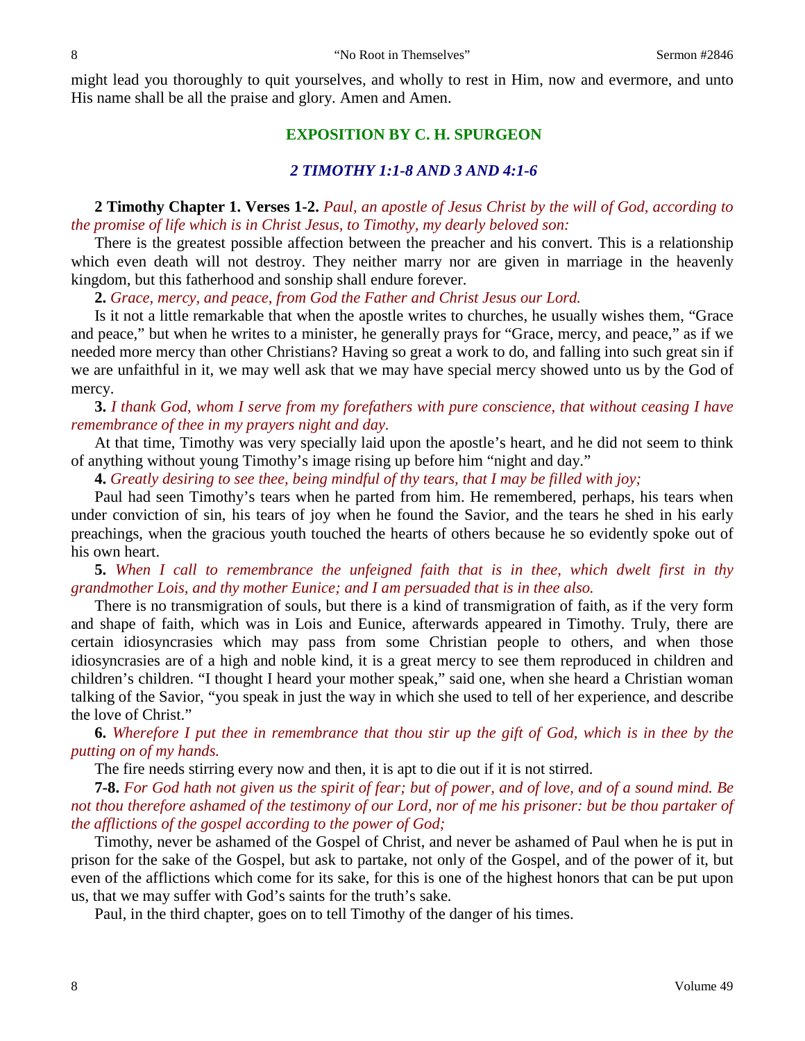might lead you thoroughly to quit yourselves, and wholly to rest in Him, now and evermore, and unto His name shall be all the praise and glory. Amen and Amen.

## EXPOSITION BY C. H. SPURGEON

### *2 TIMOTHY 1:1-8 AND 3 AND 4:1-6*

**2 Timothy Chapter 1. Verses 1-2.** *Paul, an apostle of Jesus Christ by the will of God, according to the promise of life which is in Christ Jesus, to Timothy, my dearly beloved son:*

There is the greatest possible affection between the preacher and his convert. This is a relationship which even death will not destroy. They neither marry nor are given in marriage in the heavenly kingdom, but this fatherhood and sonship shall endure forever.

**2.** *Grace, mercy, and peace, from God the Father and Christ Jesus our Lord.*

Is it not a little remarkable that when the apostle writes to churches, he usually wishes them, "Grace and peace," but when he writes to a minister, he generally prays for "Grace, mercy, and peace," as if we needed more mercy than other Christians? Having so great a work to do, and falling into such great sin if we are unfaithful in it, we may well ask that we may have special mercy showed unto us by the God of mercy.

**3.** *I thank God, whom I serve from my forefathers with pure conscience, that without ceasing I have remembrance of thee in my prayers night and day.*

At that time, Timothy was very specially laid upon the apostle's heart, and he did not seem to think of anything without young Timothy's image rising up before him "night and day."

**4.** *Greatly desiring to see thee, being mindful of thy tears, that I may be filled with joy;*

Paul had seen Timothy's tears when he parted from him. He remembered, perhaps, his tears when under conviction of sin, his tears of joy when he found the Savior, and the tears he shed in his early preachings, when the gracious youth touched the hearts of others because he so evidently spoke out of his own heart.

**5.** *When I call to remembrance the unfeigned faith that is in thee, which dwelt first in thy grandmother Lois, and thy mother Eunice; and I am persuaded that is in thee also.*

There is no transmigration of souls, but there is a kind of transmigration of faith, as if the very form and shape of faith, which was in Lois and Eunice, afterwards appeared in Timothy. Truly, there are certain idiosyncrasies which may pass from some Christian people to others, and when those idiosyncrasies are of a high and noble kind, it is a great mercy to see them reproduced in children and children's children. "I thought I heard your mother speak," said one, when she heard a Christian woman talking of the Savior, "you speak in just the way in which she used to tell of her experience, and describe the love of Christ."

**6.** *Wherefore I put thee in remembrance that thou stir up the gift of God, which is in thee by the putting on of my hands.*

The fire needs stirring every now and then, it is apt to die out if it is not stirred.

**7-8.** *For God hath not given us the spirit of fear; but of power, and of love, and of a sound mind. Be not thou therefore ashamed of the testimony of our Lord, nor of me his prisoner: but be thou partaker of the afflictions of the gospel according to the power of God;*

Timothy, never be ashamed of the Gospel of Christ, and never be ashamed of Paul when he is put in prison for the sake of the Gospel, but ask to partake, not only of the Gospel, and of the power of it, but even of the afflictions which come for its sake, for this is one of the highest honors that can be put upon us, that we may suffer with God's saints for the truth's sake.

Paul, in the third chapter, goes on to tell Timothy of the danger of his times.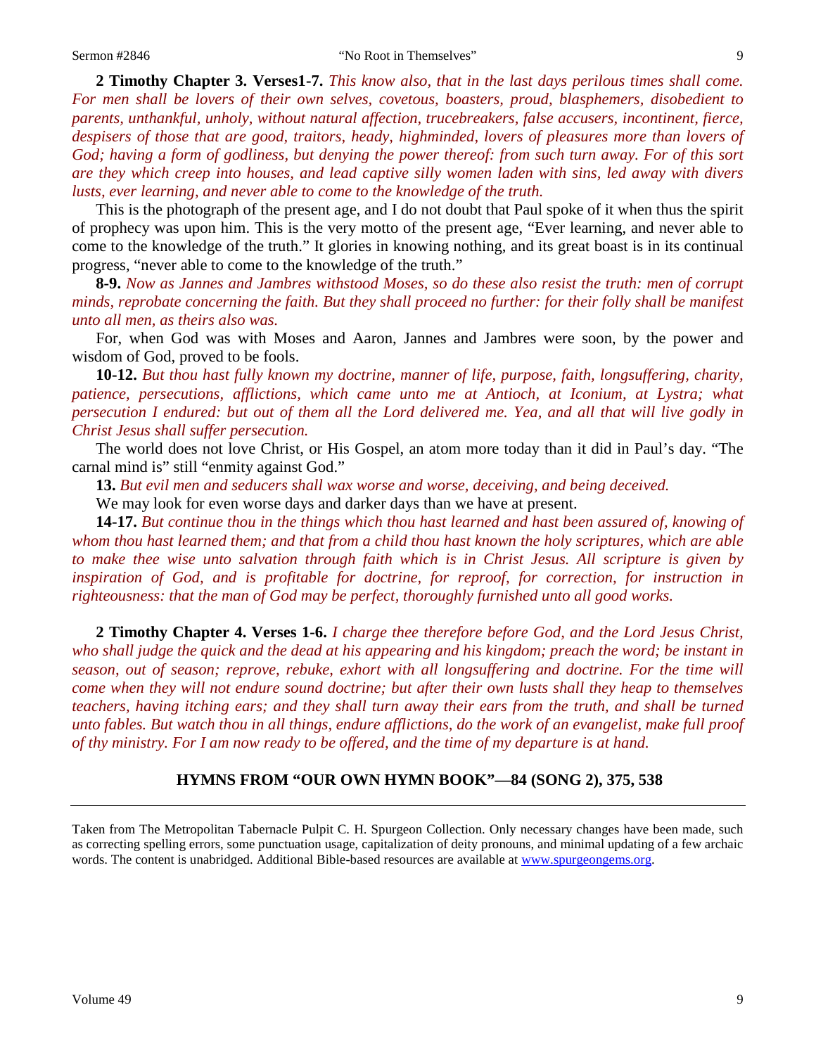**2 Timothy Chapter 3. Verses1-7.** *This know also, that in the last days perilous times shall come. For men shall be lovers of their own selves, covetous, boasters, proud, blasphemers, disobedient to parents, unthankful, unholy, without natural affection, trucebreakers, false accusers, incontinent, fierce, despisers of those that are good, traitors, heady, highminded, lovers of pleasures more than lovers of God; having a form of godliness, but denying the power thereof: from such turn away. For of this sort are they which creep into houses, and lead captive silly women laden with sins, led away with divers lusts, ever learning, and never able to come to the knowledge of the truth.*

This is the photograph of the present age, and I do not doubt that Paul spoke of it when thus the spirit of prophecy was upon him. This is the very motto of the present age, "Ever learning, and never able to come to the knowledge of the truth." It glories in knowing nothing, and its great boast is in its continual progress, "never able to come to the knowledge of the truth."

**8-9.** *Now as Jannes and Jambres withstood Moses, so do these also resist the truth: men of corrupt minds, reprobate concerning the faith. But they shall proceed no further: for their folly shall be manifest unto all men, as theirs also was.*

For, when God was with Moses and Aaron, Jannes and Jambres were soon, by the power and wisdom of God, proved to be fools.

**10-12.** *But thou hast fully known my doctrine, manner of life, purpose, faith, longsuffering, charity, patience, persecutions, afflictions, which came unto me at Antioch, at Iconium, at Lystra; what persecution I endured: but out of them all the Lord delivered me. Yea, and all that will live godly in Christ Jesus shall suffer persecution.*

The world does not love Christ, or His Gospel, an atom more today than it did in Paul's day. "The carnal mind is" still "enmity against God."

**13.** *But evil men and seducers shall wax worse and worse, deceiving, and being deceived.*

We may look for even worse days and darker days than we have at present.

**14-17.** *But continue thou in the things which thou hast learned and hast been assured of, knowing of whom thou hast learned them; and that from a child thou hast known the holy scriptures, which are able to make thee wise unto salvation through faith which is in Christ Jesus. All scripture is given by inspiration of God, and is profitable for doctrine, for reproof, for correction, for instruction in righteousness: that the man of God may be perfect, thoroughly furnished unto all good works.*

**2 Timothy Chapter 4. Verses 1-6.** *I charge thee therefore before God, and the Lord Jesus Christ, who shall judge the quick and the dead at his appearing and his kingdom; preach the word; be instant in season, out of season; reprove, rebuke, exhort with all longsuffering and doctrine. For the time will come when they will not endure sound doctrine; but after their own lusts shall they heap to themselves teachers, having itching ears; and they shall turn away their ears from the truth, and shall be turned unto fables. But watch thou in all things, endure afflictions, do the work of an evangelist, make full proof of thy ministry. For I am now ready to be offered, and the time of my departure is at hand.*

**HYMNS FROM "OUR OWN HYMN BOOK"—84 (SONG 2), 375, 538**

---

Taken from The Metropolitan Tabernacle Pulpit C. H. Spurgeon Collection. Only necessary changes have been made, such as correcting spelling errors, some punctuation usage, capitalization of deity pronouns, and minimal updating of a few archaic words. The content is unabridged. Additional Bible-based resources are available at www.spurgeongems.org.